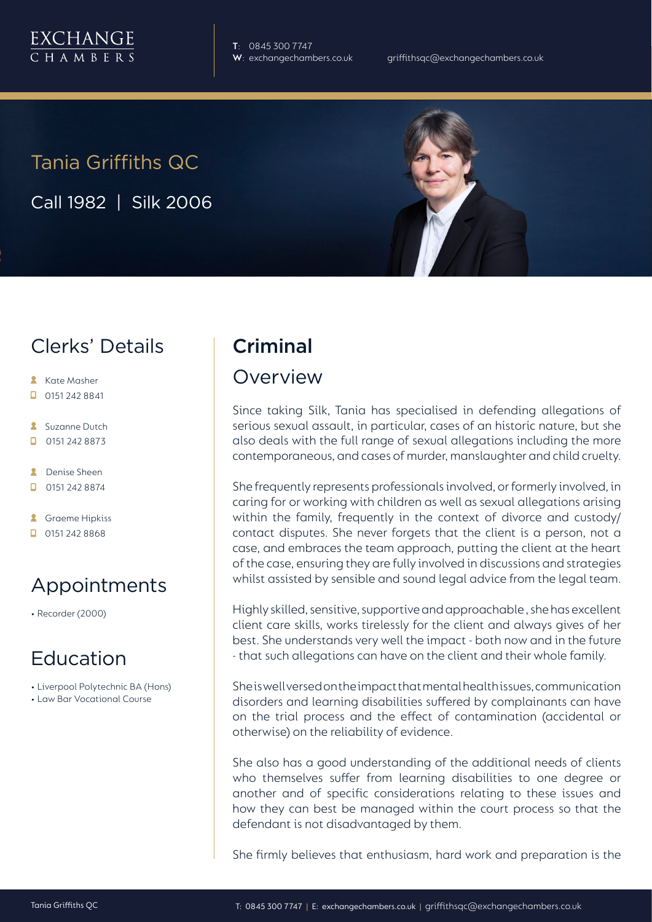EXCHANGE CHAMBERS

**T**: 0845 300 7747
**W**: exchangechambers.co.uk
griffithsqc@exchangechambers.co.uk

# Tania Griffiths QC

Call 1982 | Silk 2006

## Clerks' Details

- Kate Masher
- 0151 242 8841
- Suzanne Dutch
- 0151 242 8873
- Denise Sheen
- 0151 242 8874
- Graeme Hipkiss
- 0151 242 8868

## Appointments

- Recorder (2000)

## Education

- Liverpool Polytechnic BA (Hons)
- Law Bar Vocational Course

## Criminal

### Overview

Since taking Silk, Tania has specialised in defending allegations of serious sexual assault, in particular, cases of an historic nature, but she also deals with the full range of sexual allegations including the more contemporaneous, and cases of murder, manslaughter and child cruelty.

She frequently represents professionals involved, or formerly involved, in caring for or working with children as well as sexual allegations arising within the family, frequently in the context of divorce and custody/ contact disputes. She never forgets that the client is a person, not a case, and embraces the team approach, putting the client at the heart of the case, ensuring they are fully involved in discussions and strategies whilst assisted by sensible and sound legal advice from the legal team.

Highly skilled, sensitive, supportive and approachable , she has excellent client care skills, works tirelessly for the client and always gives of her best. She understands very well the impact - both now and in the future - that such allegations can have on the client and their whole family.

She is well versed on the impact that mental health issues, communication disorders and learning disabilities suffered by complainants can have on the trial process and the effect of contamination (accidental or otherwise) on the reliability of evidence.

She also has a good understanding of the additional needs of clients who themselves suffer from learning disabilities to one degree or another and of specific considerations relating to these issues and how they can best be managed within the court process so that the defendant is not disadvantaged by them.

She firmly believes that enthusiasm, hard work and preparation is the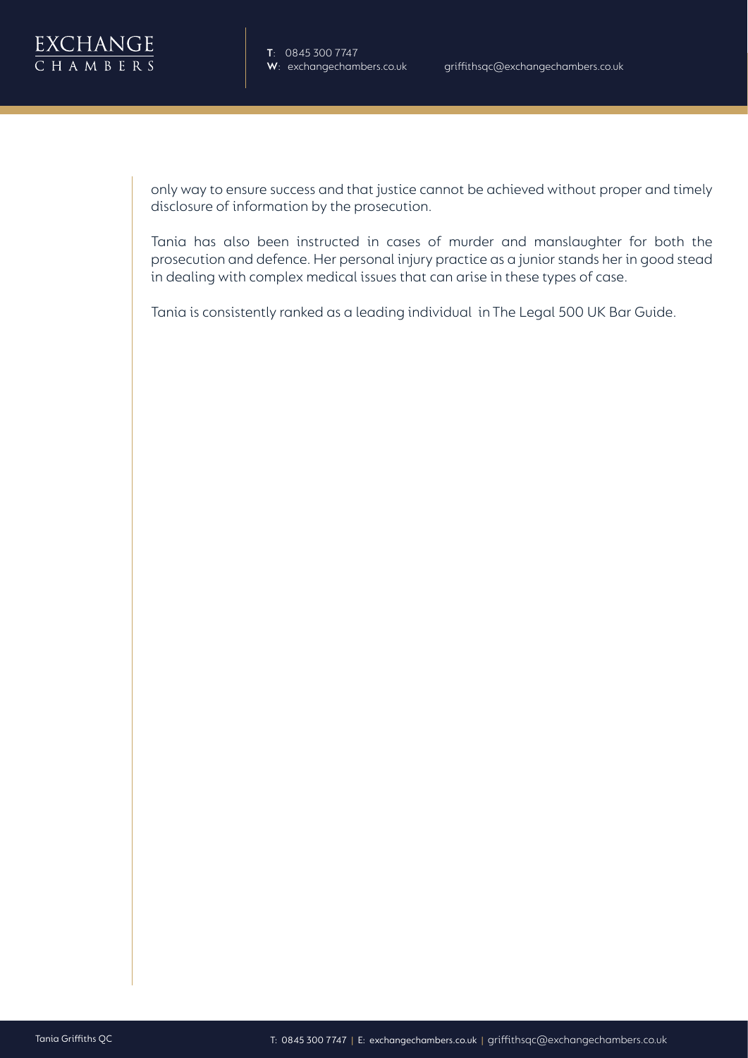only way to ensure success and that justice cannot be achieved without proper and timely disclosure of information by the prosecution.

Tania has also been instructed in cases of murder and manslaughter for both the prosecution and defence. Her personal injury practice as a junior stands her in good stead in dealing with complex medical issues that can arise in these types of case.

Tania is consistently ranked as a leading individual in The Legal 500 UK Bar Guide.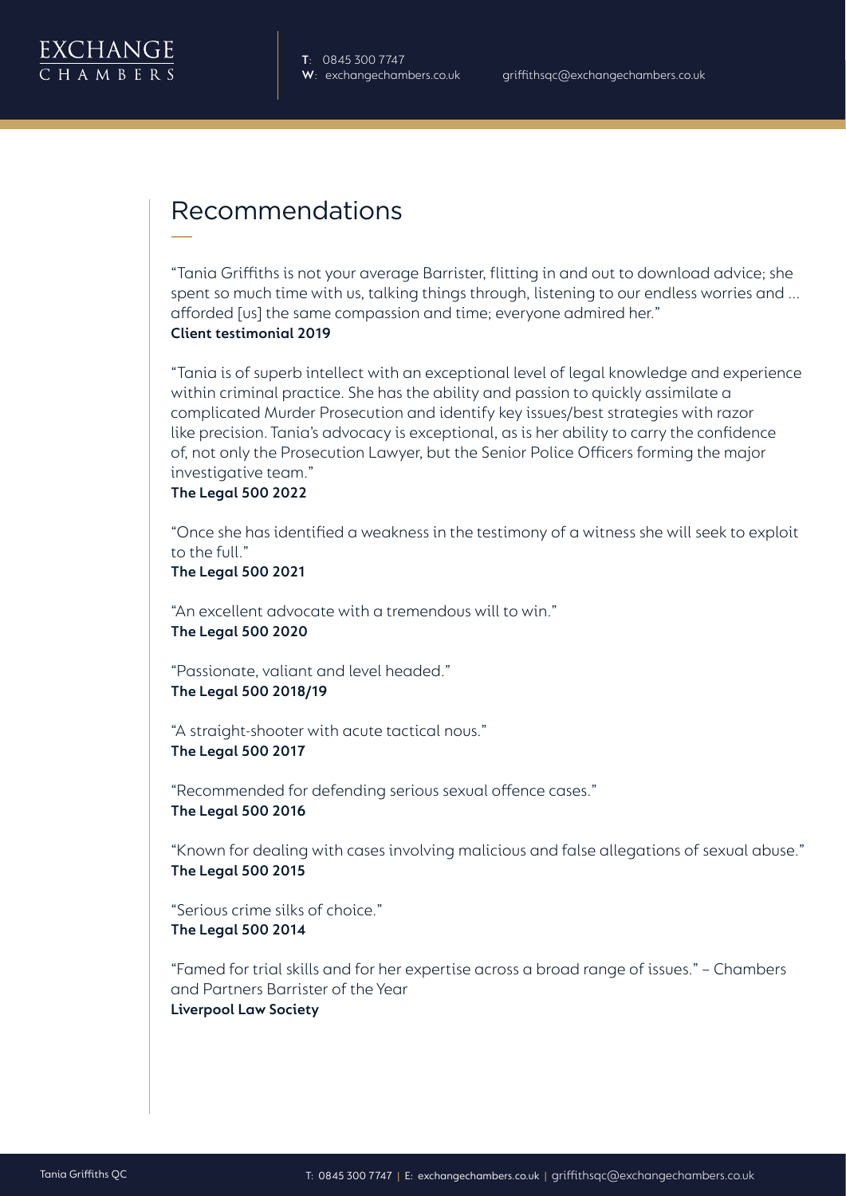## Recommendations

"Tania Griffiths is not your average Barrister, flitting in and out to download advice; she spent so much time with us, talking things through, listening to our endless worries and ... afforded [us] the same compassion and time; everyone admired her."
**Client testimonial 2019**

"Tania is of superb intellect with an exceptional level of legal knowledge and experience within criminal practice. She has the ability and passion to quickly assimilate a complicated Murder Prosecution and identify key issues/best strategies with razor like precision. Tania's advocacy is exceptional, as is her ability to carry the confidence of, not only the Prosecution Lawyer, but the Senior Police Officers forming the major investigative team."
**The Legal 500 2022**

"Once she has identified a weakness in the testimony of a witness she will seek to exploit to the full."
**The Legal 500 2021**

"An excellent advocate with a tremendous will to win."
**The Legal 500 2020**

"Passionate, valiant and level headed."
**The Legal 500 2018/19**

"A straight-shooter with acute tactical nous."
**The Legal 500 2017**

"Recommended for defending serious sexual offence cases."
**The Legal 500 2016**

"Known for dealing with cases involving malicious and false allegations of sexual abuse."
**The Legal 500 2015**

"Serious crime silks of choice."
**The Legal 500 2014**

"Famed for trial skills and for her expertise across a broad range of issues." – Chambers and Partners Barrister of the Year
**Liverpool Law Society**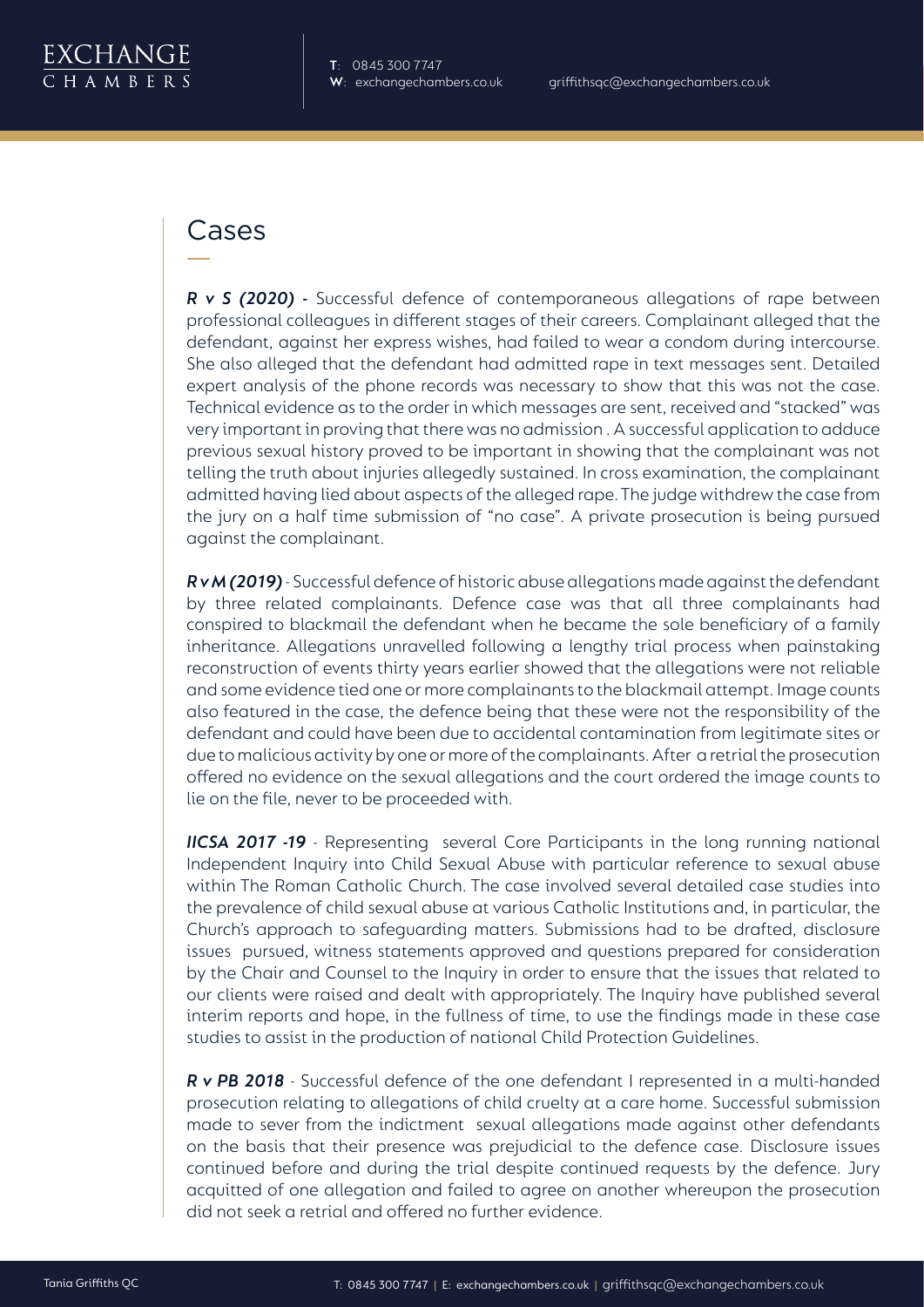## Cases

***R v S (2020)*** - Successful defence of contemporaneous allegations of rape between professional colleagues in different stages of their careers. Complainant alleged that the defendant, against her express wishes, had failed to wear a condom during intercourse. She also alleged that the defendant had admitted rape in text messages sent. Detailed expert analysis of the phone records was necessary to show that this was not the case. Technical evidence as to the order in which messages are sent, received and "stacked" was very important in proving that there was no admission . A successful application to adduce previous sexual history proved to be important in showing that the complainant was not telling the truth about injuries allegedly sustained. In cross examination, the complainant admitted having lied about aspects of the alleged rape. The judge withdrew the case from the jury on a half time submission of "no case". A private prosecution is being pursued against the complainant.

***R v M (2019)*** - Successful defence of historic abuse allegations made against the defendant by three related complainants. Defence case was that all three complainants had conspired to blackmail the defendant when he became the sole beneficiary of a family inheritance. Allegations unravelled following a lengthy trial process when painstaking reconstruction of events thirty years earlier showed that the allegations were not reliable and some evidence tied one or more complainants to the blackmail attempt. Image counts also featured in the case, the defence being that these were not the responsibility of the defendant and could have been due to accidental contamination from legitimate sites or due to malicious activity by one or more of the complainants. After a retrial the prosecution offered no evidence on the sexual allegations and the court ordered the image counts to lie on the file, never to be proceeded with.

***IICSA 2017 -19*** - Representing several Core Participants in the long running national Independent Inquiry into Child Sexual Abuse with particular reference to sexual abuse within The Roman Catholic Church. The case involved several detailed case studies into the prevalence of child sexual abuse at various Catholic Institutions and, in particular, the Church's approach to safeguarding matters. Submissions had to be drafted, disclosure issues pursued, witness statements approved and questions prepared for consideration by the Chair and Counsel to the Inquiry in order to ensure that the issues that related to our clients were raised and dealt with appropriately. The Inquiry have published several interim reports and hope, in the fullness of time, to use the findings made in these case studies to assist in the production of national Child Protection Guidelines.

***R v PB 2018*** - Successful defence of the one defendant I represented in a multi-handed prosecution relating to allegations of child cruelty at a care home. Successful submission made to sever from the indictment sexual allegations made against other defendants on the basis that their presence was prejudicial to the defence case. Disclosure issues continued before and during the trial despite continued requests by the defence. Jury acquitted of one allegation and failed to agree on another whereupon the prosecution did not seek a retrial and offered no further evidence.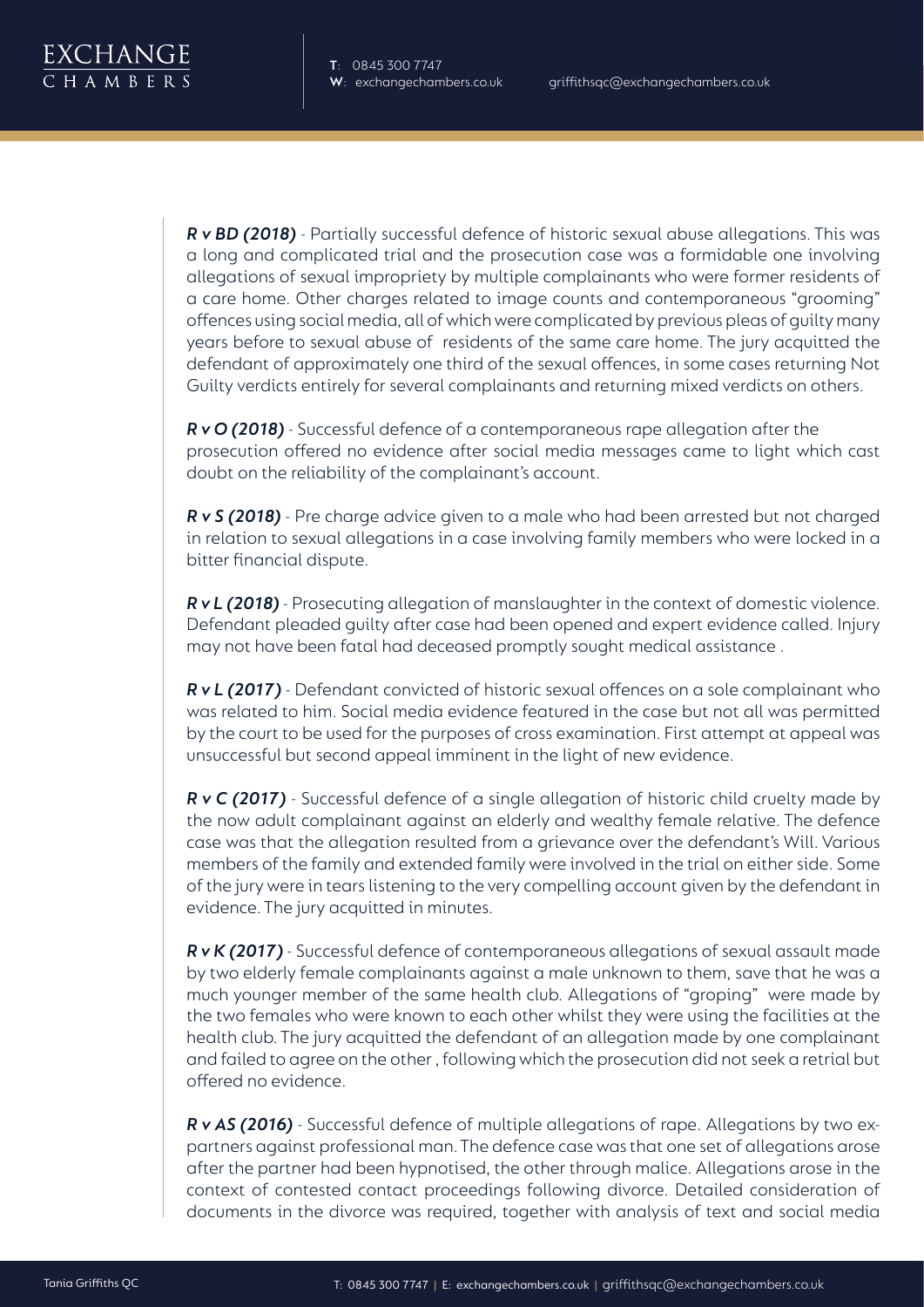***R v BD (2018)*** - Partially successful defence of historic sexual abuse allegations. This was a long and complicated trial and the prosecution case was a formidable one involving allegations of sexual impropriety by multiple complainants who were former residents of a care home. Other charges related to image counts and contemporaneous "grooming" offences using social media, all of which were complicated by previous pleas of guilty many years before to sexual abuse of residents of the same care home. The jury acquitted the defendant of approximately one third of the sexual offences, in some cases returning Not Guilty verdicts entirely for several complainants and returning mixed verdicts on others.

***R v O (2018)*** - Successful defence of a contemporaneous rape allegation after the prosecution offered no evidence after social media messages came to light which cast doubt on the reliability of the complainant's account.

***R v S (2018)*** - Pre charge advice given to a male who had been arrested but not charged in relation to sexual allegations in a case involving family members who were locked in a bitter financial dispute.

***R v L (2018)*** - Prosecuting allegation of manslaughter in the context of domestic violence. Defendant pleaded guilty after case had been opened and expert evidence called. Injury may not have been fatal had deceased promptly sought medical assistance .

***R v L (2017)*** - Defendant convicted of historic sexual offences on a sole complainant who was related to him. Social media evidence featured in the case but not all was permitted by the court to be used for the purposes of cross examination. First attempt at appeal was unsuccessful but second appeal imminent in the light of new evidence.

***R v C (2017)*** - Successful defence of a single allegation of historic child cruelty made by the now adult complainant against an elderly and wealthy female relative. The defence case was that the allegation resulted from a grievance over the defendant's Will. Various members of the family and extended family were involved in the trial on either side. Some of the jury were in tears listening to the very compelling account given by the defendant in evidence. The jury acquitted in minutes.

***R v K (2017)*** - Successful defence of contemporaneous allegations of sexual assault made by two elderly female complainants against a male unknown to them, save that he was a much younger member of the same health club. Allegations of "groping" were made by the two females who were known to each other whilst they were using the facilities at the health club. The jury acquitted the defendant of an allegation made by one complainant and failed to agree on the other , following which the prosecution did not seek a retrial but offered no evidence.

***R v AS (2016)*** - Successful defence of multiple allegations of rape. Allegations by two ex-partners against professional man. The defence case was that one set of allegations arose after the partner had been hypnotised, the other through malice. Allegations arose in the context of contested contact proceedings following divorce. Detailed consideration of documents in the divorce was required, together with analysis of text and social media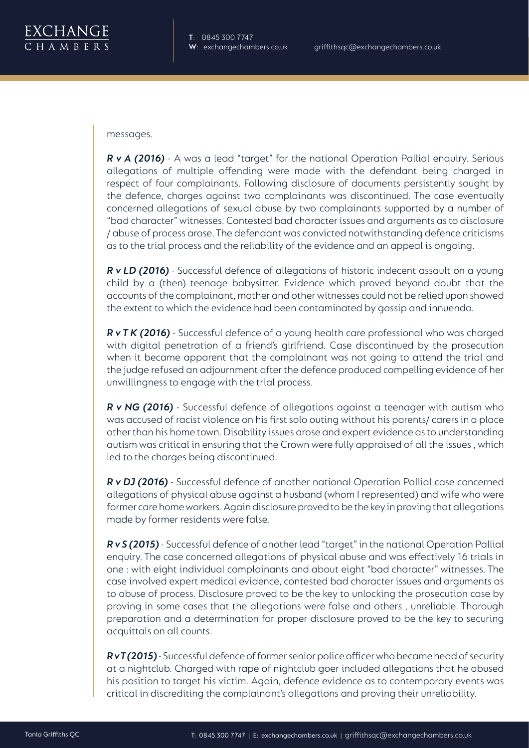messages.

***R v A (2016)*** - A was a lead "target" for the national Operation Pallial enquiry. Serious allegations of multiple offending were made with the defendant being charged in respect of four complainants. Following disclosure of documents persistently sought by the defence, charges against two complainants was discontinued. The case eventually concerned allegations of sexual abuse by two complainants supported by a number of "bad character" witnesses. Contested bad character issues and arguments as to disclosure / abuse of process arose. The defendant was convicted notwithstanding defence criticisms as to the trial process and the reliability of the evidence and an appeal is ongoing.

***R v LD (2016)*** - Successful defence of allegations of historic indecent assault on a young child by a (then) teenage babysitter. Evidence which proved beyond doubt that the accounts of the complainant, mother and other witnesses could not be relied upon showed the extent to which the evidence had been contaminated by gossip and innuendo.

***R v T K (2016)*** - Successful defence of a young health care professional who was charged with digital penetration of a friend's girlfriend. Case discontinued by the prosecution when it became apparent that the complainant was not going to attend the trial and the judge refused an adjournment after the defence produced compelling evidence of her unwillingness to engage with the trial process.

***R v NG (2016)*** - Successful defence of allegations against a teenager with autism who was accused of racist violence on his first solo outing without his parents/ carers in a place other than his home town. Disability issues arose and expert evidence as to understanding autism was critical in ensuring that the Crown were fully appraised of all the issues , which led to the charges being discontinued.

***R v DJ (2016)*** - Successful defence of another national Operation Pallial case concerned allegations of physical abuse against a husband (whom I represented) and wife who were former care home workers. Again disclosure proved to be the key in proving that allegations made by former residents were false.

***R v S (2015)*** - Successful defence of another lead "target" in the national Operation Pallial enquiry. The case concerned allegations of physical abuse and was effectively 16 trials in one : with eight individual complainants and about eight "bad character" witnesses. The case involved expert medical evidence, contested bad character issues and arguments as to abuse of process. Disclosure proved to be the key to unlocking the prosecution case by proving in some cases that the allegations were false and others , unreliable. Thorough preparation and a determination for proper disclosure proved to be the key to securing acquittals on all counts.

***R v T (2015)*** - Successful defence of former senior police officer who became head of security at a nightclub. Charged with rape of nightclub goer included allegations that he abused his position to target his victim. Again, defence evidence as to contemporary events was critical in discrediting the complainant's allegations and proving their unreliability.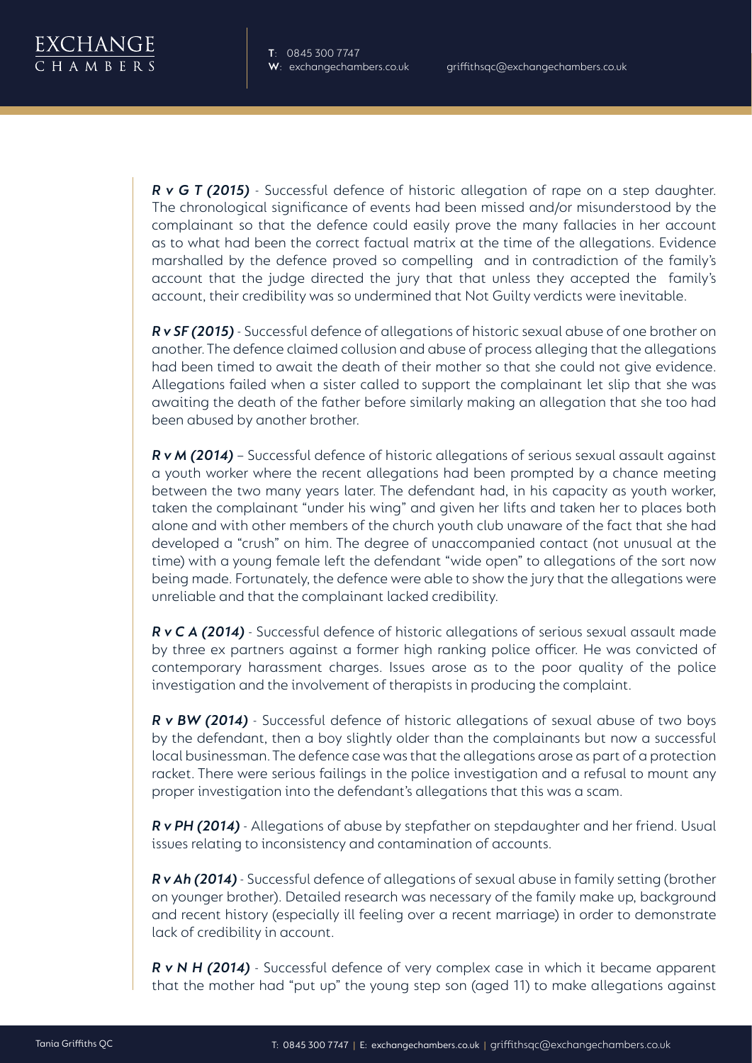***R v G T (2015)*** - Successful defence of historic allegation of rape on a step daughter. The chronological significance of events had been missed and/or misunderstood by the complainant so that the defence could easily prove the many fallacies in her account as to what had been the correct factual matrix at the time of the allegations. Evidence marshalled by the defence proved so compelling and in contradiction of the family's account that the judge directed the jury that that unless they accepted the family's account, their credibility was so undermined that Not Guilty verdicts were inevitable.

***R v SF (2015)*** - Successful defence of allegations of historic sexual abuse of one brother on another. The defence claimed collusion and abuse of process alleging that the allegations had been timed to await the death of their mother so that she could not give evidence. Allegations failed when a sister called to support the complainant let slip that she was awaiting the death of the father before similarly making an allegation that she too had been abused by another brother.

***R v M (2014)*** – Successful defence of historic allegations of serious sexual assault against a youth worker where the recent allegations had been prompted by a chance meeting between the two many years later. The defendant had, in his capacity as youth worker, taken the complainant "under his wing" and given her lifts and taken her to places both alone and with other members of the church youth club unaware of the fact that she had developed a "crush" on him. The degree of unaccompanied contact (not unusual at the time) with a young female left the defendant "wide open" to allegations of the sort now being made. Fortunately, the defence were able to show the jury that the allegations were unreliable and that the complainant lacked credibility.

***R v C A (2014)*** - Successful defence of historic allegations of serious sexual assault made by three ex partners against a former high ranking police officer. He was convicted of contemporary harassment charges. Issues arose as to the poor quality of the police investigation and the involvement of therapists in producing the complaint.

***R v BW (2014)*** - Successful defence of historic allegations of sexual abuse of two boys by the defendant, then a boy slightly older than the complainants but now a successful local businessman. The defence case was that the allegations arose as part of a protection racket. There were serious failings in the police investigation and a refusal to mount any proper investigation into the defendant's allegations that this was a scam.

***R v PH (2014)*** - Allegations of abuse by stepfather on stepdaughter and her friend. Usual issues relating to inconsistency and contamination of accounts.

***R v Ah (2014)*** - Successful defence of allegations of sexual abuse in family setting (brother on younger brother). Detailed research was necessary of the family make up, background and recent history (especially ill feeling over a recent marriage) in order to demonstrate lack of credibility in account.

***R v N H (2014)*** - Successful defence of very complex case in which it became apparent that the mother had "put up" the young step son (aged 11) to make allegations against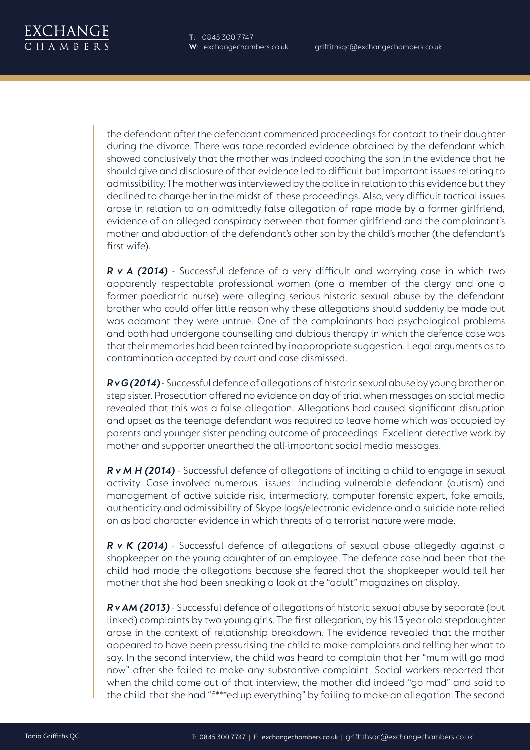the defendant after the defendant commenced proceedings for contact to their daughter during the divorce. There was tape recorded evidence obtained by the defendant which showed conclusively that the mother was indeed coaching the son in the evidence that he should give and disclosure of that evidence led to difficult but important issues relating to admissibility. The mother was interviewed by the police in relation to this evidence but they declined to charge her in the midst of these proceedings. Also, very difficult tactical issues arose in relation to an admittedly false allegation of rape made by a former girlfriend, evidence of an alleged conspiracy between that former girlfriend and the complainant's mother and abduction of the defendant's other son by the child's mother (the defendant's first wife).

***R v A (2014)*** - Successful defence of a very difficult and worrying case in which two apparently respectable professional women (one a member of the clergy and one a former paediatric nurse) were alleging serious historic sexual abuse by the defendant brother who could offer little reason why these allegations should suddenly be made but was adamant they were untrue. One of the complainants had psychological problems and both had undergone counselling and dubious therapy in which the defence case was that their memories had been tainted by inappropriate suggestion. Legal arguments as to contamination accepted by court and case dismissed.

***R v G (2014)*** - Successful defence of allegations of historic sexual abuse by young brother on step sister. Prosecution offered no evidence on day of trial when messages on social media revealed that this was a false allegation. Allegations had caused significant disruption and upset as the teenage defendant was required to leave home which was occupied by parents and younger sister pending outcome of proceedings. Excellent detective work by mother and supporter unearthed the all-important social media messages.

***R v M H (2014)*** - Successful defence of allegations of inciting a child to engage in sexual activity. Case involved numerous issues including vulnerable defendant (autism) and management of active suicide risk, intermediary, computer forensic expert, fake emails, authenticity and admissibility of Skype logs/electronic evidence and a suicide note relied on as bad character evidence in which threats of a terrorist nature were made.

***R v K (2014)*** - Successful defence of allegations of sexual abuse allegedly against a shopkeeper on the young daughter of an employee. The defence case had been that the child had made the allegations because she feared that the shopkeeper would tell her mother that she had been sneaking a look at the "adult" magazines on display.

***R v AM (2013)*** - Successful defence of allegations of historic sexual abuse by separate (but linked) complaints by two young girls. The first allegation, by his 13 year old stepdaughter arose in the context of relationship breakdown. The evidence revealed that the mother appeared to have been pressurising the child to make complaints and telling her what to say. In the second interview, the child was heard to complain that her "mum will go mad now" after she failed to make any substantive complaint. Social workers reported that when the child came out of that interview, the mother did indeed "go mad" and said to the child that she had "f***ed up everything" by failing to make an allegation. The second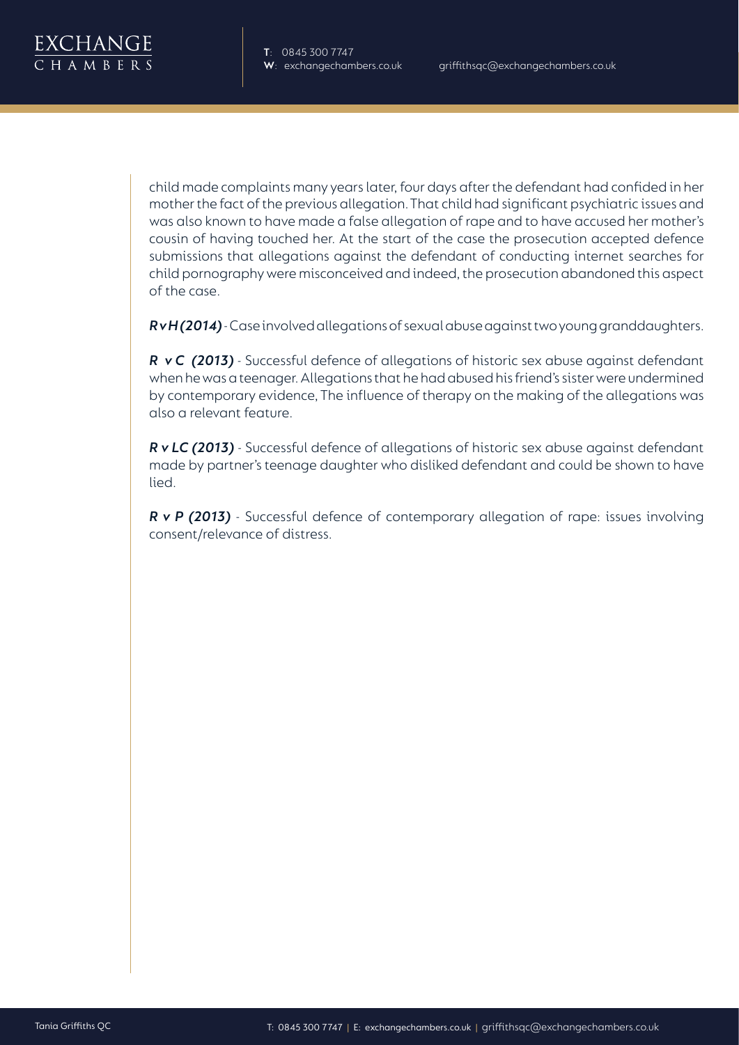child made complaints many years later, four days after the defendant had confided in her mother the fact of the previous allegation. That child had significant psychiatric issues and was also known to have made a false allegation of rape and to have accused her mother's cousin of having touched her. At the start of the case the prosecution accepted defence submissions that allegations against the defendant of conducting internet searches for child pornography were misconceived and indeed, the prosecution abandoned this aspect of the case.

***R v H (2014)*** - Case involved allegations of sexual abuse against two young granddaughters.

***R v C (2013)*** - Successful defence of allegations of historic sex abuse against defendant when he was a teenager. Allegations that he had abused his friend's sister were undermined by contemporary evidence, The influence of therapy on the making of the allegations was also a relevant feature.

***R v LC (2013)*** - Successful defence of allegations of historic sex abuse against defendant made by partner's teenage daughter who disliked defendant and could be shown to have lied.

***R v P (2013)*** - Successful defence of contemporary allegation of rape: issues involving consent/relevance of distress.